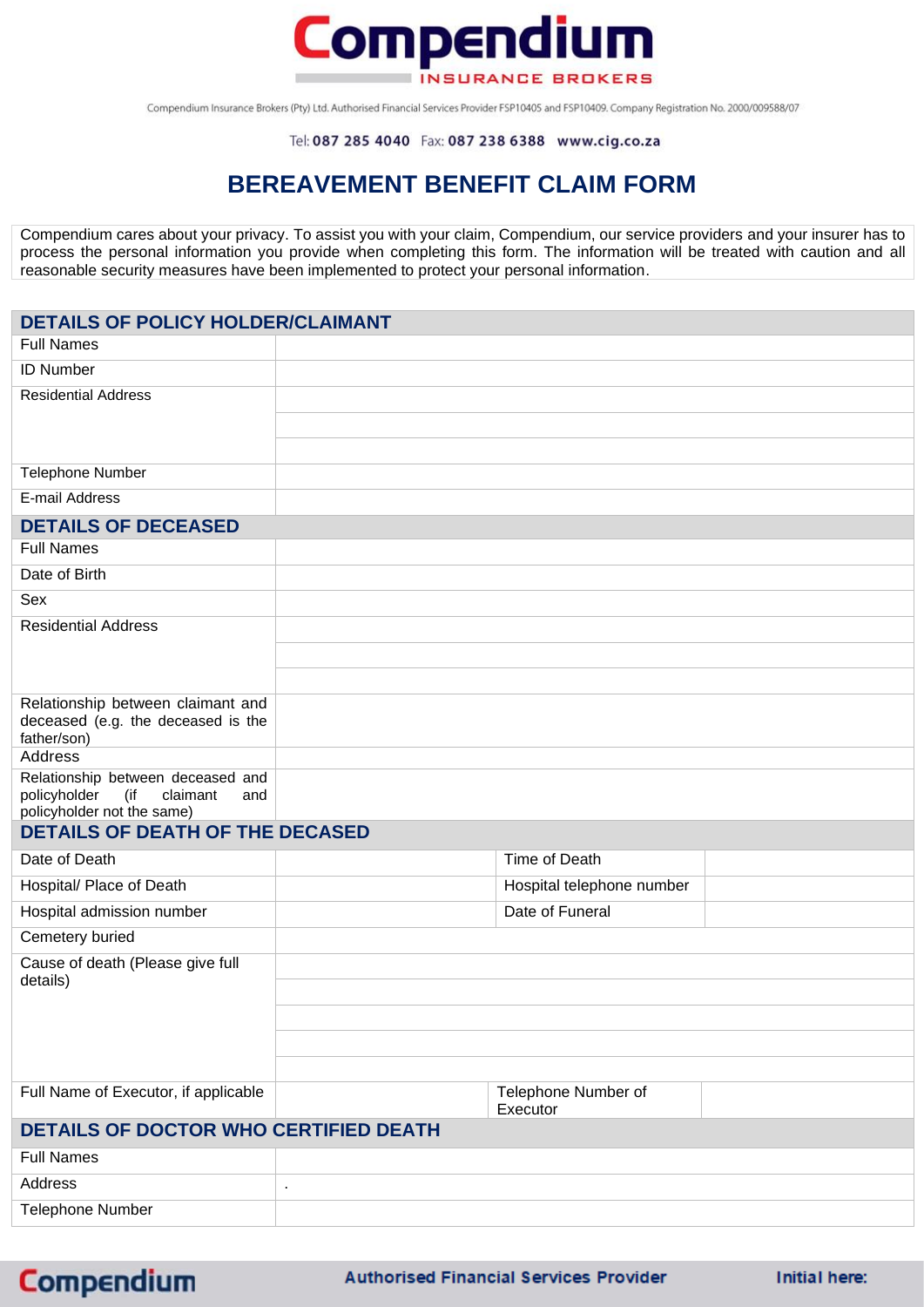Compendium INSURANCE BROKERS

Compendium Insurance Brokers (Pty) Ltd. Authorised Financial Services Provider FSP10405 and FSP10409. Company Registration No. 2000/009588/07

Tel: **087 285 4040** Fax: **087 238 6388** **www.cig.co.za**

# BEREAVEMENT BENEFIT CLAIM FORM

Compendium cares about your privacy. To assist you with your claim, Compendium, our service providers and your insurer has to process the personal information you provide when completing this form. The information will be treated with caution and all reasonable security measures have been implemented to protect your personal information.

## DETAILS OF POLICY HOLDER/CLAIMANT

| | |
|---|---|
| Full Names | |
| ID Number | |
| Residential Address | |
| | |
| | |
| Telephone Number | |
| E-mail Address | |

## DETAILS OF DECEASED

| | |
|---|---|
| Full Names | |
| Date of Birth | |
| Sex | |
| Residential Address | |
| | |
| | |
| Relationship between claimant and deceased (e.g. the deceased is the father/son) | |
| Address | |
| Relationship between deceased and policyholder (if claimant and policyholder not the same) | |

## DETAILS OF DEATH OF THE DECASED

| | | | |
|---|---|---|---|
| Date of Death | | Time of Death | |
| Hospital/ Place of Death | | Hospital telephone number | |
| Hospital admission number | | Date of Funeral | |
| Cemetery buried | | | |
| Cause of death (Please give full details) | | | |
| | | | |
| | | | |
| | | | |
| | | | |
| Full Name of Executor, if applicable | | Telephone Number of Executor | |

## DETAILS OF DOCTOR WHO CERTIFIED DEATH

| | |
|---|---|
| Full Names | |
| Address | . |
| Telephone Number | |

Compendium | Authorised Financial Services Provider | Initial here: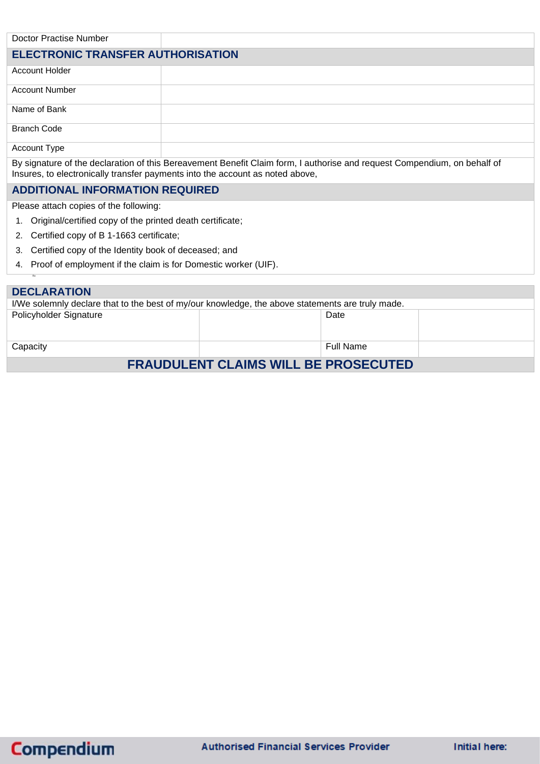| | |
|---|---|
| Doctor Practise Number | |

## ELECTRONIC TRANSFER AUTHORISATION

| | |
|---|---|
| Account Holder | |
| Account Number | |
| Name of Bank | |
| Branch Code | |
| Account Type | |

By signature of the declaration of this Bereavement Benefit Claim form, I authorise and request Compendium, on behalf of Insures, to electronically transfer payments into the account as noted above,

## ADDITIONAL INFORMATION REQUIRED

Please attach copies of the following:

1. Original/certified copy of the printed death certificate;
2. Certified copy of B 1-1663 certificate;
3. Certified copy of the Identity book of deceased; and
4. Proof of employment if the claim is for Domestic worker (UIF).

## DECLARATION

I/We solemnly declare that to the best of my/our knowledge, the above statements are truly made.

| | | | |
|---|---|---|---|
| Policyholder Signature | | Date | |
| Capacity | | Full Name | |

**FRAUDULENT CLAIMS WILL BE PROSECUTED**

Compendium Authorised Financial Services Provider Initial here: